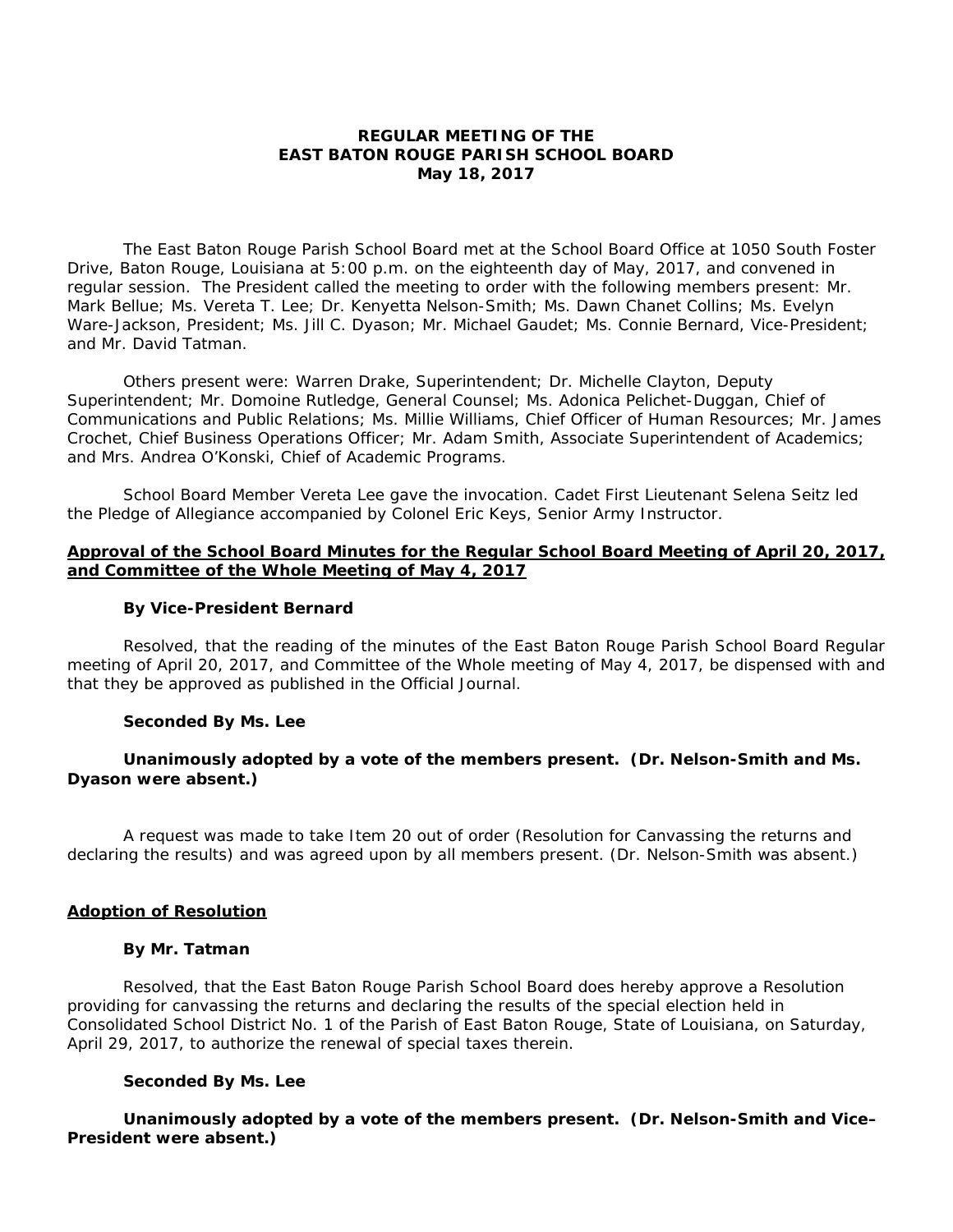**REGULAR MEETING OF THE**
**EAST BATON ROUGE PARISH SCHOOL BOARD**
**May 18, 2017**

The East Baton Rouge Parish School Board met at the School Board Office at 1050 South Foster Drive, Baton Rouge, Louisiana at 5:00 p.m. on the eighteenth day of May, 2017, and convened in regular session. The President called the meeting to order with the following members present: Mr. Mark Bellue; Ms. Vereta T. Lee; Dr. Kenyetta Nelson-Smith; Ms. Dawn Chanet Collins; Ms. Evelyn Ware-Jackson, President; Ms. Jill C. Dyason; Mr. Michael Gaudet; Ms. Connie Bernard, Vice-President; and Mr. David Tatman.

Others present were: Warren Drake, Superintendent; Dr. Michelle Clayton, Deputy Superintendent; Mr. Domoine Rutledge, General Counsel; Ms. Adonica Pelichet-Duggan, Chief of Communications and Public Relations; Ms. Millie Williams, Chief Officer of Human Resources; Mr. James Crochet, Chief Business Operations Officer; Mr. Adam Smith, Associate Superintendent of Academics; and Mrs. Andrea O'Konski, Chief of Academic Programs.

School Board Member Vereta Lee gave the invocation. Cadet First Lieutenant Selena Seitz led the Pledge of Allegiance accompanied by Colonel Eric Keys, Senior Army Instructor.

**Approval of the School Board Minutes for the Regular School Board Meeting of April 20, 2017, and Committee of the Whole Meeting of May 4, 2017**

**By Vice-President Bernard**

Resolved, that the reading of the minutes of the East Baton Rouge Parish School Board Regular meeting of April 20, 2017, and Committee of the Whole meeting of May 4, 2017, be dispensed with and that they be approved as published in the Official Journal.

**Seconded By Ms. Lee**

**Unanimously adopted by a vote of the members present. (Dr. Nelson-Smith and Ms. Dyason were absent.)**

A request was made to take Item 20 out of order (Resolution for Canvassing the returns and declaring the results) and was agreed upon by all members present. (Dr. Nelson-Smith was absent.)

**Adoption of Resolution**

**By Mr. Tatman**

Resolved, that the East Baton Rouge Parish School Board does hereby approve a Resolution providing for canvassing the returns and declaring the results of the special election held in Consolidated School District No. 1 of the Parish of East Baton Rouge, State of Louisiana, on Saturday, April 29, 2017, to authorize the renewal of special taxes therein.

**Seconded By Ms. Lee**

**Unanimously adopted by a vote of the members present. (Dr. Nelson-Smith and Vice–President were absent.)**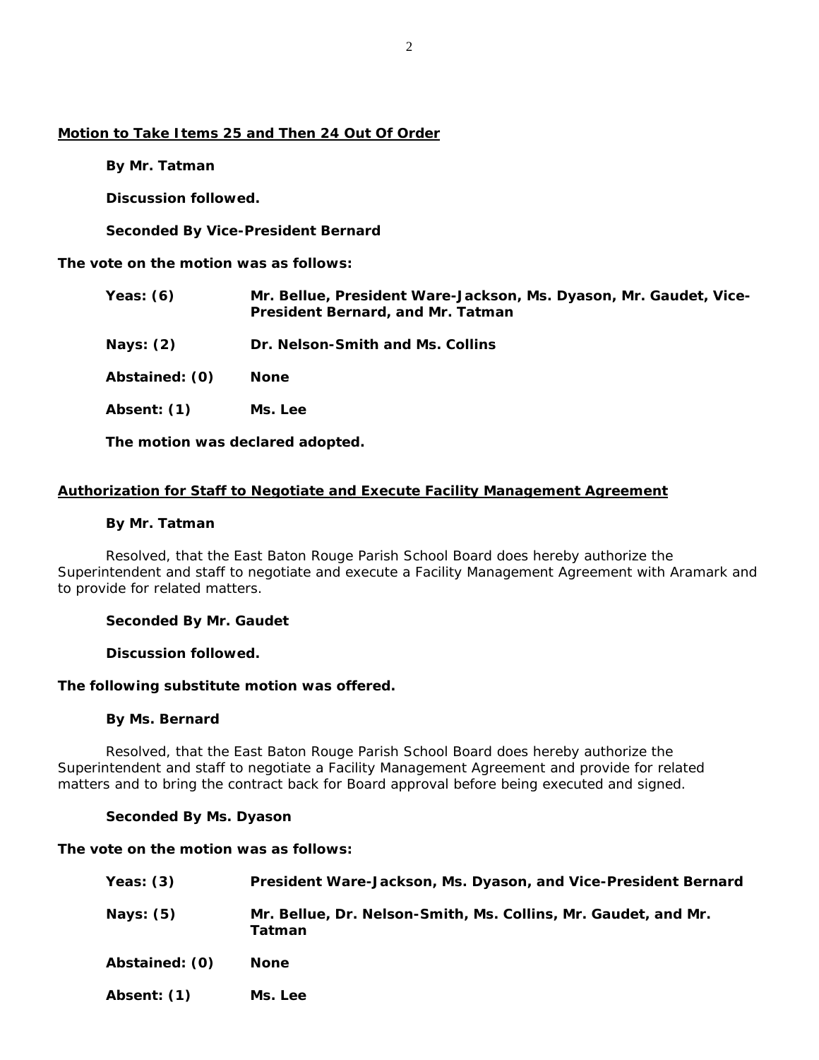**Motion to Take Items 25 and Then 24 Out Of Order**

**By Mr. Tatman**

**Discussion followed.**

**Seconded By Vice-President Bernard**

**The vote on the motion was as follows:**

| | |
|---|---|
| **Yeas: (6)** | **Mr. Bellue, President Ware-Jackson, Ms. Dyason, Mr. Gaudet, Vice-President Bernard, and Mr. Tatman** |
| **Nays: (2)** | **Dr. Nelson-Smith and Ms. Collins** |
| **Abstained: (0)** | **None** |
| **Absent: (1)** | **Ms. Lee** |

**The motion was declared adopted.**

**Authorization for Staff to Negotiate and Execute Facility Management Agreement**

**By Mr. Tatman**

Resolved, that the East Baton Rouge Parish School Board does hereby authorize the Superintendent and staff to negotiate and execute a Facility Management Agreement with Aramark and to provide for related matters.

**Seconded By Mr. Gaudet**

**Discussion followed.**

**The following substitute motion was offered.**

**By Ms. Bernard**

Resolved, that the East Baton Rouge Parish School Board does hereby authorize the Superintendent and staff to negotiate a Facility Management Agreement and provide for related matters and to bring the contract back for Board approval before being executed and signed.

**Seconded By Ms. Dyason**

**The vote on the motion was as follows:**

| | |
|---|---|
| **Yeas: (3)** | **President Ware-Jackson, Ms. Dyason, and Vice-President Bernard** |
| **Nays: (5)** | **Mr. Bellue, Dr. Nelson-Smith, Ms. Collins, Mr. Gaudet, and Mr. Tatman** |
| **Abstained: (0)** | **None** |
| **Absent: (1)** | **Ms. Lee** |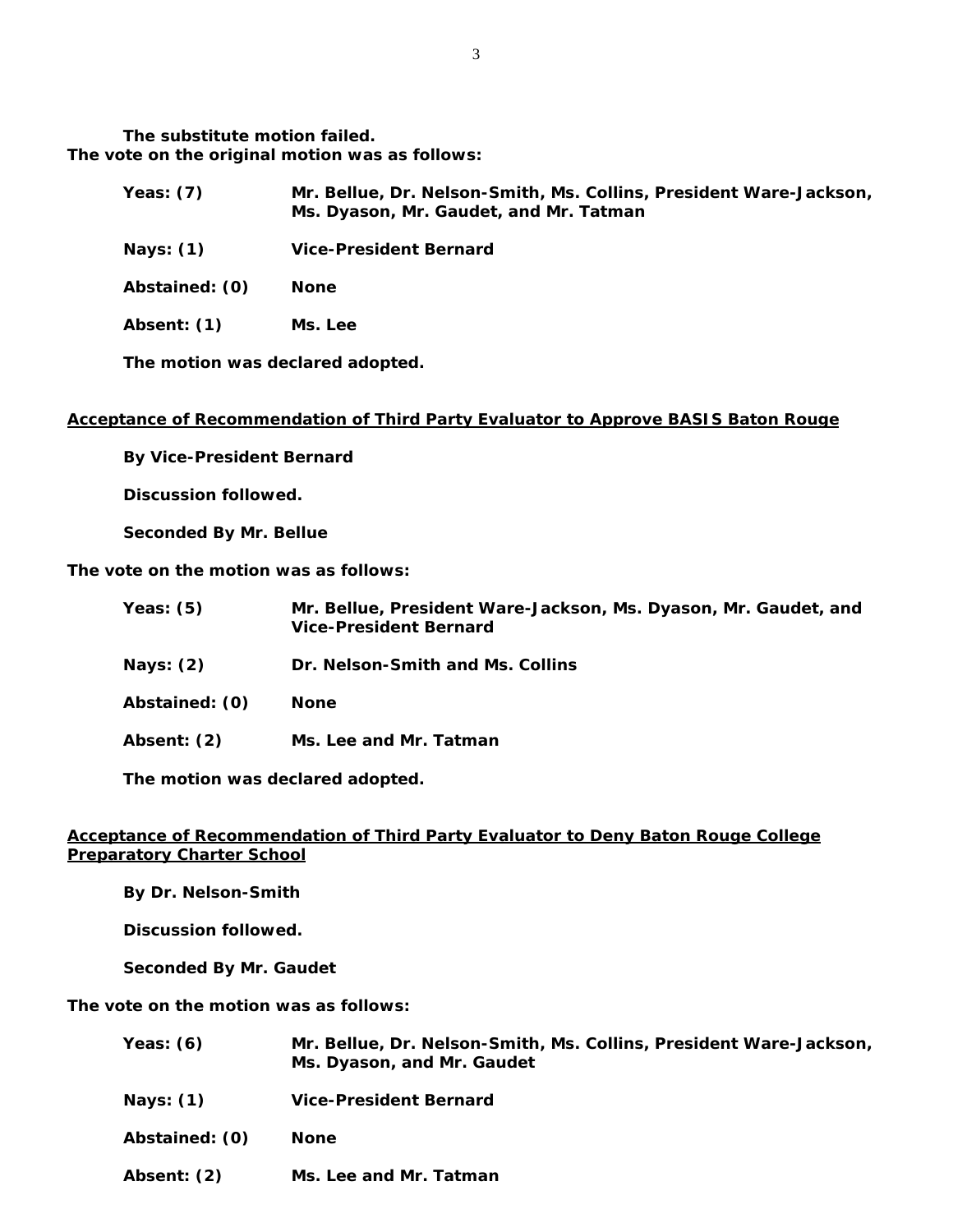**The substitute motion failed.**

**The vote on the original motion was as follows:**

| | |
|---|---|
| **Yeas: (7)** | **Mr. Bellue, Dr. Nelson-Smith, Ms. Collins, President Ware-Jackson, Ms. Dyason, Mr. Gaudet, and Mr. Tatman** |
| **Nays: (1)** | **Vice-President Bernard** |
| **Abstained: (0)** | **None** |
| **Absent: (1)** | **Ms. Lee** |

**The motion was declared adopted.**

**<u>Acceptance of Recommendation of Third Party Evaluator to Approve BASIS Baton Rouge</u>**

**By Vice-President Bernard**

**Discussion followed.**

**Seconded By Mr. Bellue**

**The vote on the motion was as follows:**

| | |
|---|---|
| **Yeas: (5)** | **Mr. Bellue, President Ware-Jackson, Ms. Dyason, Mr. Gaudet, and Vice-President Bernard** |
| **Nays: (2)** | **Dr. Nelson-Smith and Ms. Collins** |
| **Abstained: (0)** | **None** |
| **Absent: (2)** | **Ms. Lee and Mr. Tatman** |

**The motion was declared adopted.**

**<u>Acceptance of Recommendation of Third Party Evaluator to Deny Baton Rouge College Preparatory Charter School</u>**

**By Dr. Nelson-Smith**

**Discussion followed.**

**Seconded By Mr. Gaudet**

**The vote on the motion was as follows:**

| | |
|---|---|
| **Yeas: (6)** | **Mr. Bellue, Dr. Nelson-Smith, Ms. Collins, President Ware-Jackson, Ms. Dyason, and Mr. Gaudet** |
| **Nays: (1)** | **Vice-President Bernard** |
| **Abstained: (0)** | **None** |
| **Absent: (2)** | **Ms. Lee and Mr. Tatman** |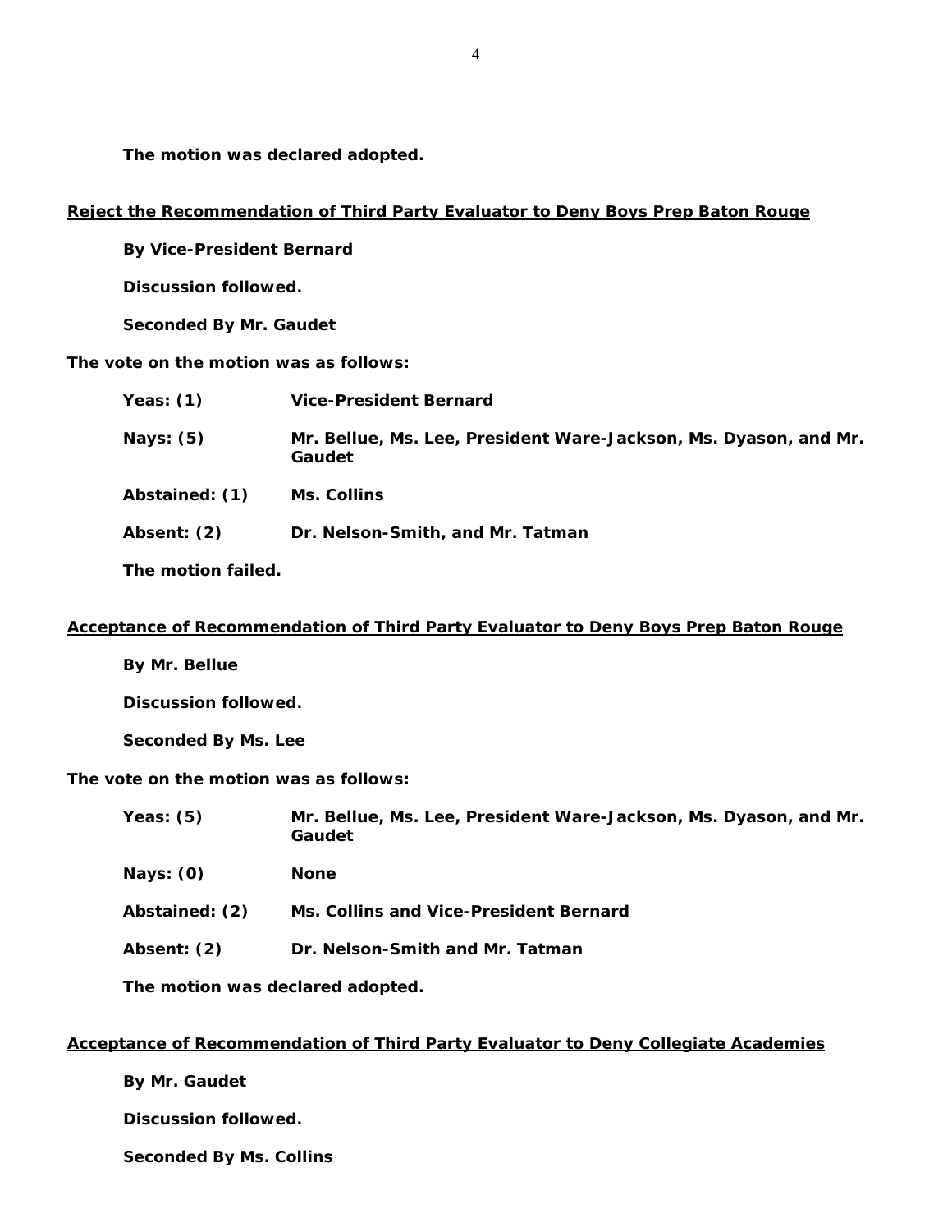**The motion was declared adopted.**

**Reject the Recommendation of Third Party Evaluator to Deny Boys Prep Baton Rouge**

**By Vice-President Bernard**

**Discussion followed.**

**Seconded By Mr. Gaudet**

**The vote on the motion was as follows:**

**Yeas: (1)** **Vice-President Bernard**

**Nays: (5)** **Mr. Bellue, Ms. Lee, President Ware-Jackson, Ms. Dyason, and Mr. Gaudet**

**Abstained: (1)** **Ms. Collins**

**Absent: (2)** **Dr. Nelson-Smith, and Mr. Tatman**

**The motion failed.**

**Acceptance of Recommendation of Third Party Evaluator to Deny Boys Prep Baton Rouge**

**By Mr. Bellue**

**Discussion followed.**

**Seconded By Ms. Lee**

**The vote on the motion was as follows:**

**Yeas: (5)** **Mr. Bellue, Ms. Lee, President Ware-Jackson, Ms. Dyason, and Mr. Gaudet**

**Nays: (0)** **None**

**Abstained: (2)** **Ms. Collins and Vice-President Bernard**

**Absent: (2)** **Dr. Nelson-Smith and Mr. Tatman**

**The motion was declared adopted.**

**Acceptance of Recommendation of Third Party Evaluator to Deny Collegiate Academies**

**By Mr. Gaudet**

**Discussion followed.**

**Seconded By Ms. Collins**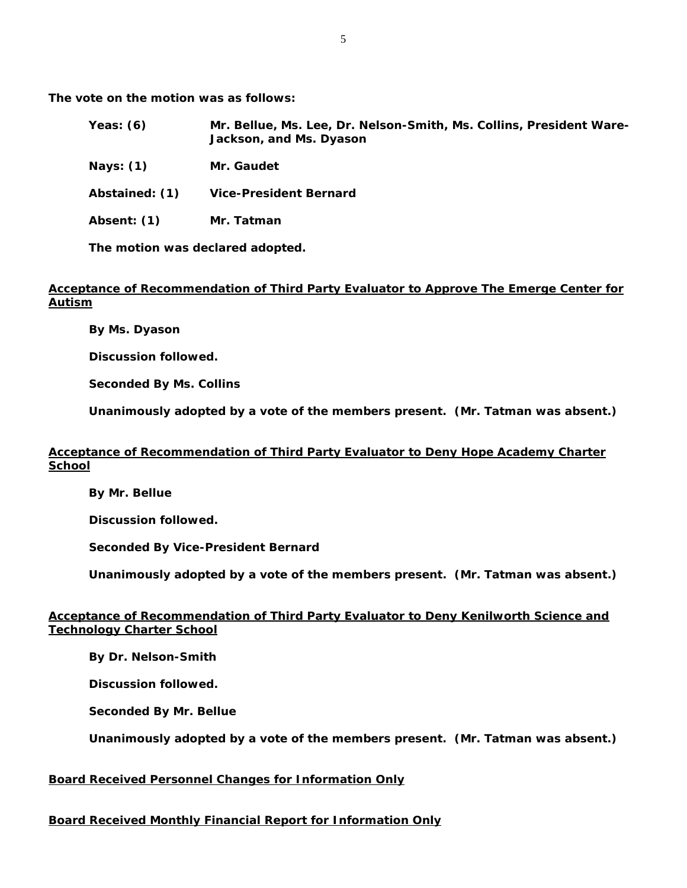**The vote on the motion was as follows:**

| | |
|---|---|
| **Yeas: (6)** | **Mr. Bellue, Ms. Lee, Dr. Nelson-Smith, Ms. Collins, President Ware-Jackson, and Ms. Dyason** |
| **Nays: (1)** | **Mr. Gaudet** |
| **Abstained: (1)** | **Vice-President Bernard** |
| **Absent: (1)** | **Mr. Tatman** |

**The motion was declared adopted.**

**Acceptance of Recommendation of Third Party Evaluator to Approve The Emerge Center for Autism**

**By Ms. Dyason**

**Discussion followed.**

**Seconded By Ms. Collins**

**Unanimously adopted by a vote of the members present. (Mr. Tatman was absent.)**

**Acceptance of Recommendation of Third Party Evaluator to Deny Hope Academy Charter School**

**By Mr. Bellue**

**Discussion followed.**

**Seconded By Vice-President Bernard**

**Unanimously adopted by a vote of the members present. (Mr. Tatman was absent.)**

**Acceptance of Recommendation of Third Party Evaluator to Deny Kenilworth Science and Technology Charter School**

**By Dr. Nelson-Smith**

**Discussion followed.**

**Seconded By Mr. Bellue**

**Unanimously adopted by a vote of the members present. (Mr. Tatman was absent.)**

**Board Received Personnel Changes for Information Only**

**Board Received Monthly Financial Report for Information Only**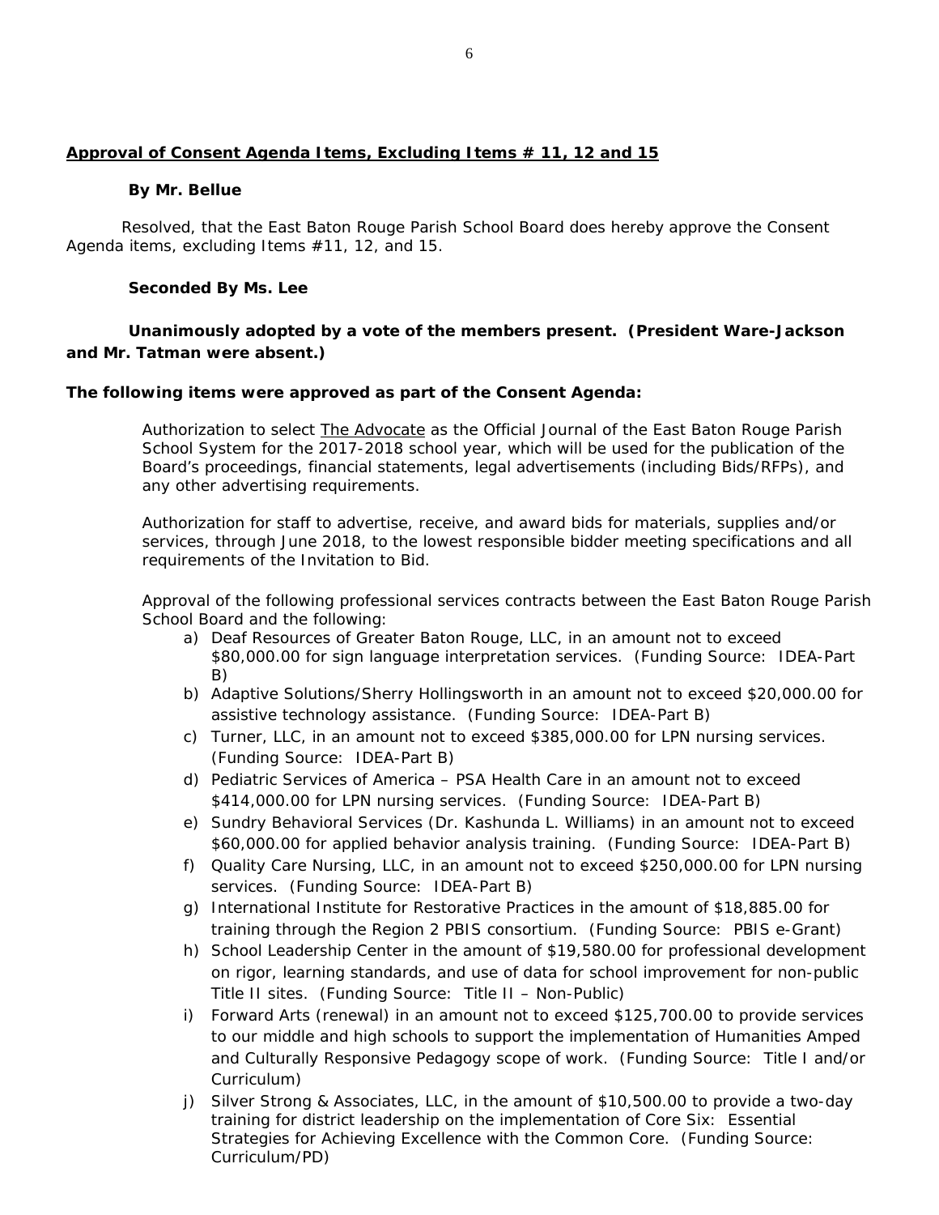**Approval of Consent Agenda Items, Excluding Items # 11, 12 and 15**

**By Mr. Bellue**

Resolved, that the East Baton Rouge Parish School Board does hereby approve the Consent Agenda items, excluding Items #11, 12, and 15.

**Seconded By Ms. Lee**

**Unanimously adopted by a vote of the members present. (President Ware-Jackson and Mr. Tatman were absent.)**

**The following items were approved as part of the Consent Agenda:**

Authorization to select The Advocate as the Official Journal of the East Baton Rouge Parish School System for the 2017-2018 school year, which will be used for the publication of the Board's proceedings, financial statements, legal advertisements (including Bids/RFPs), and any other advertising requirements.

Authorization for staff to advertise, receive, and award bids for materials, supplies and/or services, through June 2018, to the lowest responsible bidder meeting specifications and all requirements of the Invitation to Bid.

Approval of the following professional services contracts between the East Baton Rouge Parish School Board and the following:

a) Deaf Resources of Greater Baton Rouge, LLC, in an amount not to exceed $80,000.00 for sign language interpretation services. (Funding Source: IDEA-Part B)
b) Adaptive Solutions/Sherry Hollingsworth in an amount not to exceed $20,000.00 for assistive technology assistance. (Funding Source: IDEA-Part B)
c) Turner, LLC, in an amount not to exceed $385,000.00 for LPN nursing services. (Funding Source: IDEA-Part B)
d) Pediatric Services of America – PSA Health Care in an amount not to exceed $414,000.00 for LPN nursing services. (Funding Source: IDEA-Part B)
e) Sundry Behavioral Services (Dr. Kashunda L. Williams) in an amount not to exceed $60,000.00 for applied behavior analysis training. (Funding Source: IDEA-Part B)
f) Quality Care Nursing, LLC, in an amount not to exceed $250,000.00 for LPN nursing services. (Funding Source: IDEA-Part B)
g) International Institute for Restorative Practices in the amount of $18,885.00 for training through the Region 2 PBIS consortium. (Funding Source: PBIS e-Grant)
h) School Leadership Center in the amount of $19,580.00 for professional development on rigor, learning standards, and use of data for school improvement for non-public Title II sites. (Funding Source: Title II – Non-Public)
i) Forward Arts (renewal) in an amount not to exceed $125,700.00 to provide services to our middle and high schools to support the implementation of Humanities Amped and Culturally Responsive Pedagogy scope of work. (Funding Source: Title I and/or Curriculum)
j) Silver Strong & Associates, LLC, in the amount of $10,500.00 to provide a two-day training for district leadership on the implementation of Core Six: Essential Strategies for Achieving Excellence with the Common Core. (Funding Source: Curriculum/PD)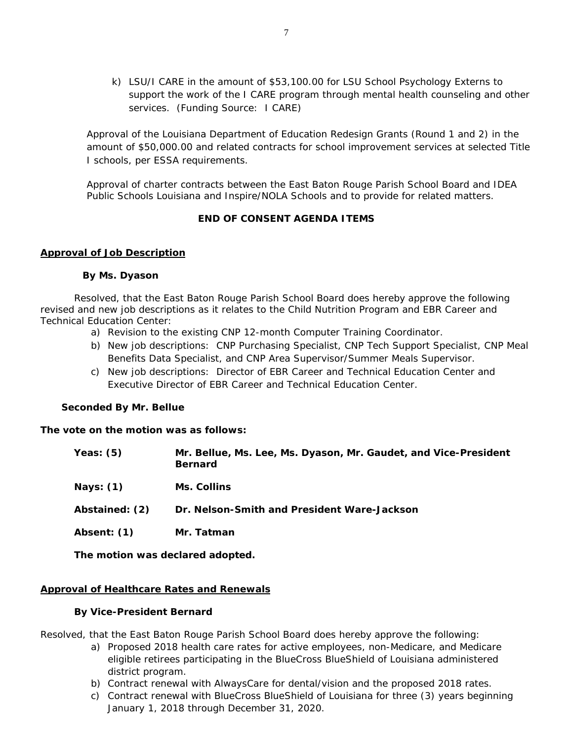k) LSU/I CARE in the amount of $53,100.00 for LSU School Psychology Externs to support the work of the I CARE program through mental health counseling and other services. (Funding Source: I CARE)

Approval of the Louisiana Department of Education Redesign Grants (Round 1 and 2) in the amount of $50,000.00 and related contracts for school improvement services at selected Title I schools, per ESSA requirements.

Approval of charter contracts between the East Baton Rouge Parish School Board and IDEA Public Schools Louisiana and Inspire/NOLA Schools and to provide for related matters.

**END OF CONSENT AGENDA ITEMS**

**Approval of Job Description**

**By Ms. Dyason**

Resolved, that the East Baton Rouge Parish School Board does hereby approve the following revised and new job descriptions as it relates to the Child Nutrition Program and EBR Career and Technical Education Center:

a) Revision to the existing CNP 12-month Computer Training Coordinator.
b) New job descriptions: CNP Purchasing Specialist, CNP Tech Support Specialist, CNP Meal Benefits Data Specialist, and CNP Area Supervisor/Summer Meals Supervisor.
c) New job descriptions: Director of EBR Career and Technical Education Center and Executive Director of EBR Career and Technical Education Center.

**Seconded By Mr. Bellue**

**The vote on the motion was as follows:**

**Yeas: (5)** **Mr. Bellue, Ms. Lee, Ms. Dyason, Mr. Gaudet, and Vice-President Bernard**

**Nays: (1)** **Ms. Collins**

**Abstained: (2)** **Dr. Nelson-Smith and President Ware-Jackson**

**Absent: (1)** **Mr. Tatman**

**The motion was declared adopted.**

**Approval of Healthcare Rates and Renewals**

**By Vice-President Bernard**

Resolved, that the East Baton Rouge Parish School Board does hereby approve the following:

a) Proposed 2018 health care rates for active employees, non-Medicare, and Medicare eligible retirees participating in the BlueCross BlueShield of Louisiana administered district program.
b) Contract renewal with AlwaysCare for dental/vision and the proposed 2018 rates.
c) Contract renewal with BlueCross BlueShield of Louisiana for three (3) years beginning January 1, 2018 through December 31, 2020.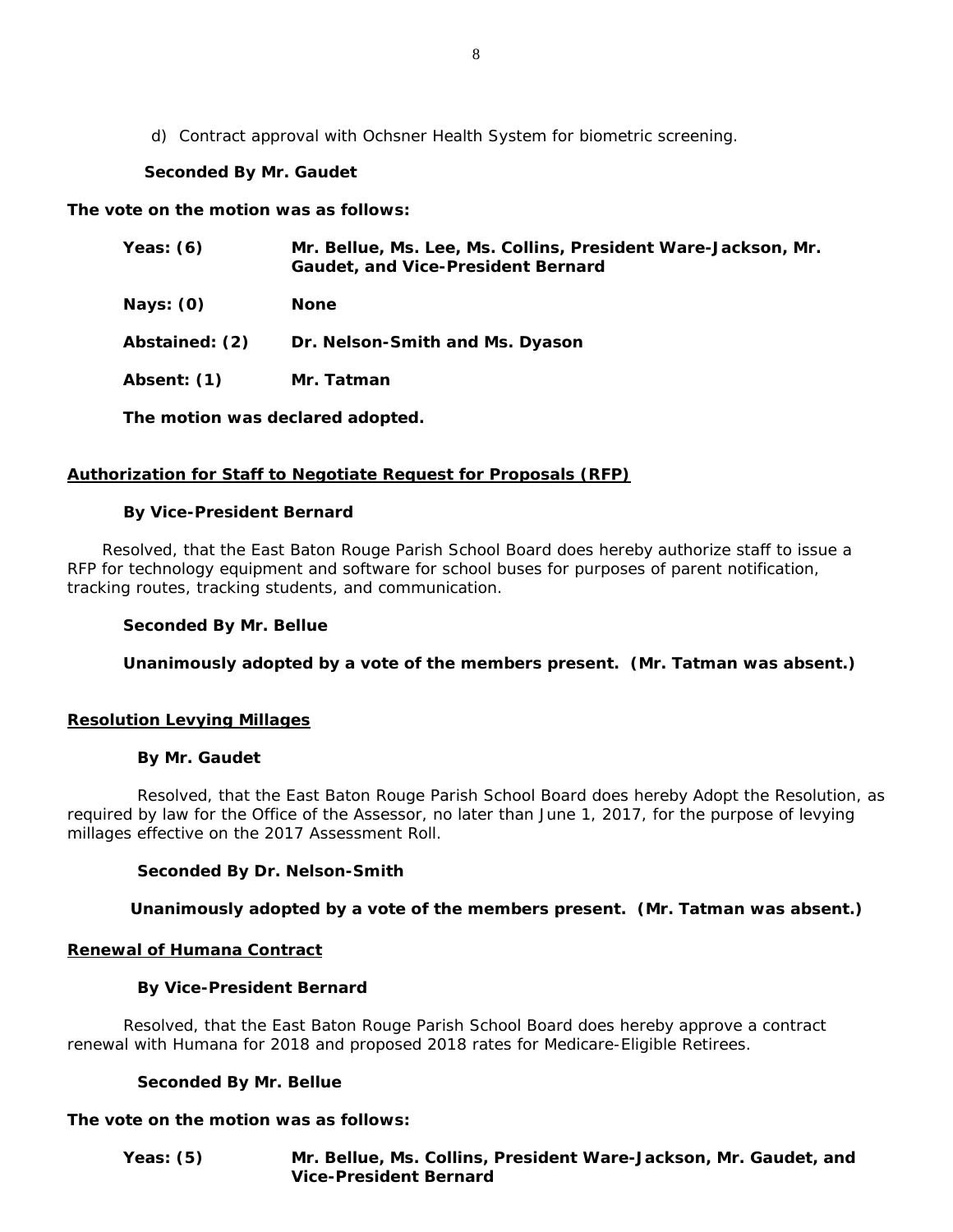d) Contract approval with Ochsner Health System for biometric screening.

**Seconded By Mr. Gaudet**

**The vote on the motion was as follows:**

| | |
|---|---|
| **Yeas: (6)** | **Mr. Bellue, Ms. Lee, Ms. Collins, President Ware-Jackson, Mr. Gaudet, and Vice-President Bernard** |
| **Nays: (0)** | **None** |
| **Abstained: (2)** | **Dr. Nelson-Smith and Ms. Dyason** |
| **Absent: (1)** | **Mr. Tatman** |

**The motion was declared adopted.**

**Authorization for Staff to Negotiate Request for Proposals (RFP)**

**By Vice-President Bernard**

Resolved, that the East Baton Rouge Parish School Board does hereby authorize staff to issue a RFP for technology equipment and software for school buses for purposes of parent notification, tracking routes, tracking students, and communication.

**Seconded By Mr. Bellue**

**Unanimously adopted by a vote of the members present. (Mr. Tatman was absent.)**

**Resolution Levying Millages**

**By Mr. Gaudet**

Resolved, that the East Baton Rouge Parish School Board does hereby Adopt the Resolution, as required by law for the Office of the Assessor, no later than June 1, 2017, for the purpose of levying millages effective on the 2017 Assessment Roll.

**Seconded By Dr. Nelson-Smith**

**Unanimously adopted by a vote of the members present. (Mr. Tatman was absent.)**

**Renewal of Humana Contract**

**By Vice-President Bernard**

Resolved, that the East Baton Rouge Parish School Board does hereby approve a contract renewal with Humana for 2018 and proposed 2018 rates for Medicare-Eligible Retirees.

**Seconded By Mr. Bellue**

**The vote on the motion was as follows:**

| | |
|---|---|
| **Yeas: (5)** | **Mr. Bellue, Ms. Collins, President Ware-Jackson, Mr. Gaudet, and Vice-President Bernard** |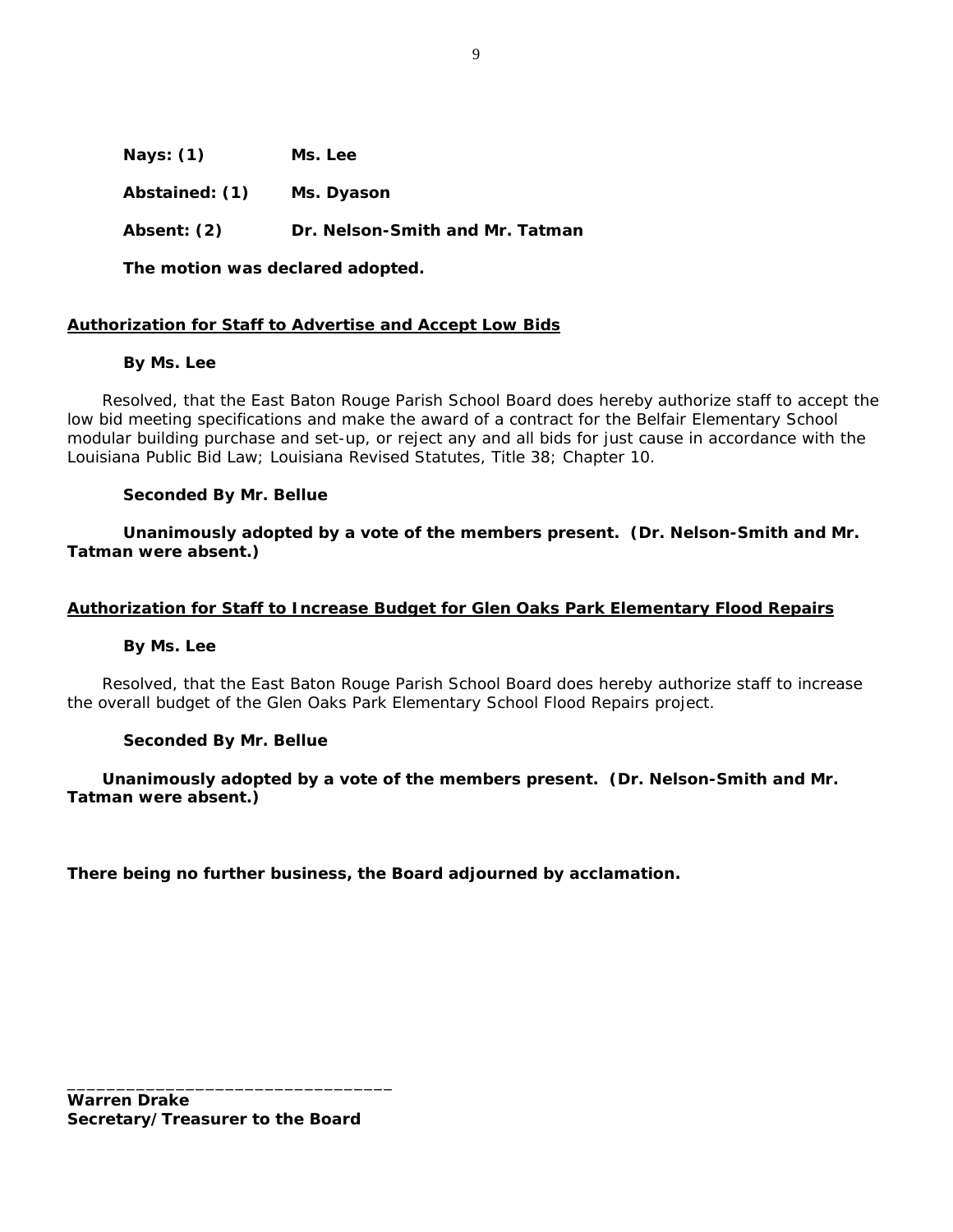**Nays: (1)** **Ms. Lee**

**Abstained: (1)** **Ms. Dyason**

**Absent: (2)** **Dr. Nelson-Smith and Mr. Tatman**

**The motion was declared adopted.**

**Authorization for Staff to Advertise and Accept Low Bids**

**By Ms. Lee**

*Resolved, that the East Baton Rouge Parish School Board does hereby authorize staff to accept the low bid meeting specifications and make the award of a contract for the Belfair Elementary School modular building purchase and set-up, or reject any and all bids for just cause in accordance with the Louisiana Public Bid Law; Louisiana Revised Statutes, Title 38; Chapter 10.*

**Seconded By Mr. Bellue**

**Unanimously adopted by a vote of the members present. (Dr. Nelson-Smith and Mr. Tatman were absent.)**

**Authorization for Staff to Increase Budget for Glen Oaks Park Elementary Flood Repairs**

**By Ms. Lee**

*Resolved, that the East Baton Rouge Parish School Board does hereby authorize staff to increase the overall budget of the Glen Oaks Park Elementary School Flood Repairs project.*

**Seconded By Mr. Bellue**

**Unanimously adopted by a vote of the members present. (Dr. Nelson-Smith and Mr. Tatman were absent.)**

**There being no further business, the Board adjourned by acclamation.**

**__________________________________**
**Warren Drake**
**Secretary/Treasurer to the Board**